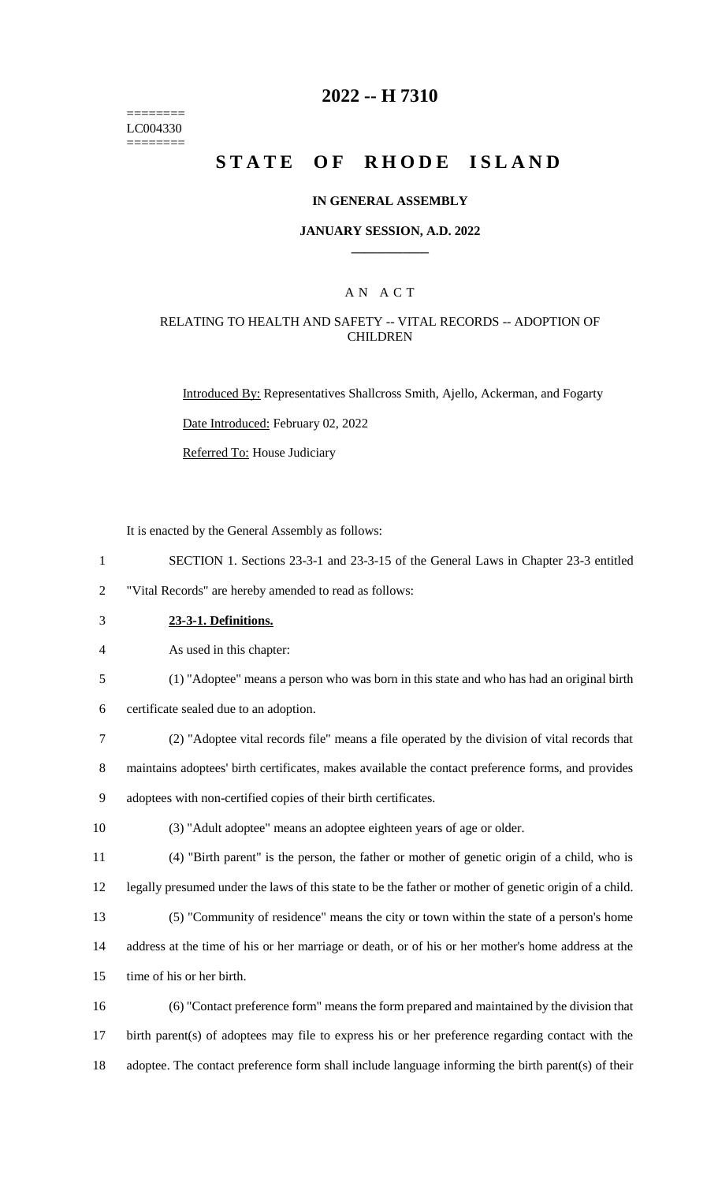========
LC004330
========

# 2022 -- H 7310

# STATE OF RHODE ISLAND

### IN GENERAL ASSEMBLY

### JANUARY SESSION, A.D. 2022

## A N A C T

### RELATING TO HEALTH AND SAFETY -- VITAL RECORDS -- ADOPTION OF CHILDREN

Introduced By: Representatives Shallcross Smith, Ajello, Ackerman, and Fogarty

Date Introduced: February 02, 2022

Referred To: House Judiciary

It is enacted by the General Assembly as follows:

SECTION 1. Sections 23-3-1 and 23-3-15 of the General Laws in Chapter 23-3 entitled "Vital Records" are hereby amended to read as follows:

**23-3-1. Definitions.**

As used in this chapter:

(1) "Adoptee" means a person who was born in this state and who has had an original birth certificate sealed due to an adoption.

(2) "Adoptee vital records file" means a file operated by the division of vital records that maintains adoptees' birth certificates, makes available the contact preference forms, and provides adoptees with non-certified copies of their birth certificates.

(3) "Adult adoptee" means an adoptee eighteen years of age or older.

(4) "Birth parent" is the person, the father or mother of genetic origin of a child, who is legally presumed under the laws of this state to be the father or mother of genetic origin of a child.

(5) "Community of residence" means the city or town within the state of a person's home address at the time of his or her marriage or death, or of his or her mother's home address at the time of his or her birth.

(6) "Contact preference form" means the form prepared and maintained by the division that birth parent(s) of adoptees may file to express his or her preference regarding contact with the adoptee. The contact preference form shall include language informing the birth parent(s) of their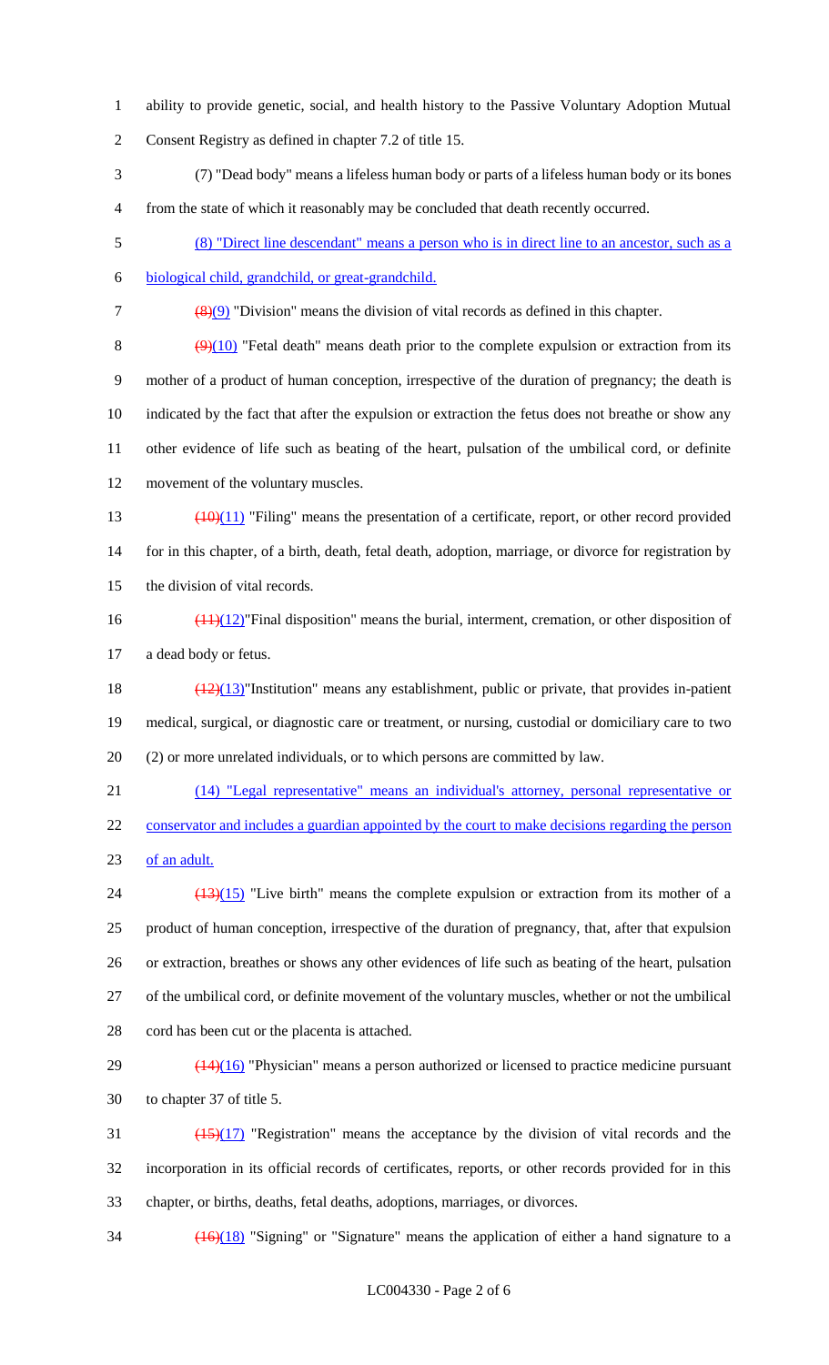ability to provide genetic, social, and health history to the Passive Voluntary Adoption Mutual Consent Registry as defined in chapter 7.2 of title 15.

(7) "Dead body" means a lifeless human body or parts of a lifeless human body or its bones from the state of which it reasonably may be concluded that death recently occurred.

(8) "Direct line descendant" means a person who is in direct line to an ancestor, such as a biological child, grandchild, or great-grandchild.

~~(8)~~(9) "Division" means the division of vital records as defined in this chapter.

~~(9)~~(10) "Fetal death" means death prior to the complete expulsion or extraction from its mother of a product of human conception, irrespective of the duration of pregnancy; the death is indicated by the fact that after the expulsion or extraction the fetus does not breathe or show any other evidence of life such as beating of the heart, pulsation of the umbilical cord, or definite movement of the voluntary muscles.

~~(10)~~(11) "Filing" means the presentation of a certificate, report, or other record provided for in this chapter, of a birth, death, fetal death, adoption, marriage, or divorce for registration by the division of vital records.

~~(11)~~(12)"Final disposition" means the burial, interment, cremation, or other disposition of a dead body or fetus.

~~(12)~~(13)"Institution" means any establishment, public or private, that provides in-patient medical, surgical, or diagnostic care or treatment, or nursing, custodial or domiciliary care to two (2) or more unrelated individuals, or to which persons are committed by law.

(14) "Legal representative" means an individual's attorney, personal representative or conservator and includes a guardian appointed by the court to make decisions regarding the person of an adult.

~~(13)~~(15) "Live birth" means the complete expulsion or extraction from its mother of a product of human conception, irrespective of the duration of pregnancy, that, after that expulsion or extraction, breathes or shows any other evidences of life such as beating of the heart, pulsation of the umbilical cord, or definite movement of the voluntary muscles, whether or not the umbilical cord has been cut or the placenta is attached.

~~(14)~~(16) "Physician" means a person authorized or licensed to practice medicine pursuant to chapter 37 of title 5.

~~(15)~~(17) "Registration" means the acceptance by the division of vital records and the incorporation in its official records of certificates, reports, or other records provided for in this chapter, or births, deaths, fetal deaths, adoptions, marriages, or divorces.

~~(16)~~(18) "Signing" or "Signature" means the application of either a hand signature to a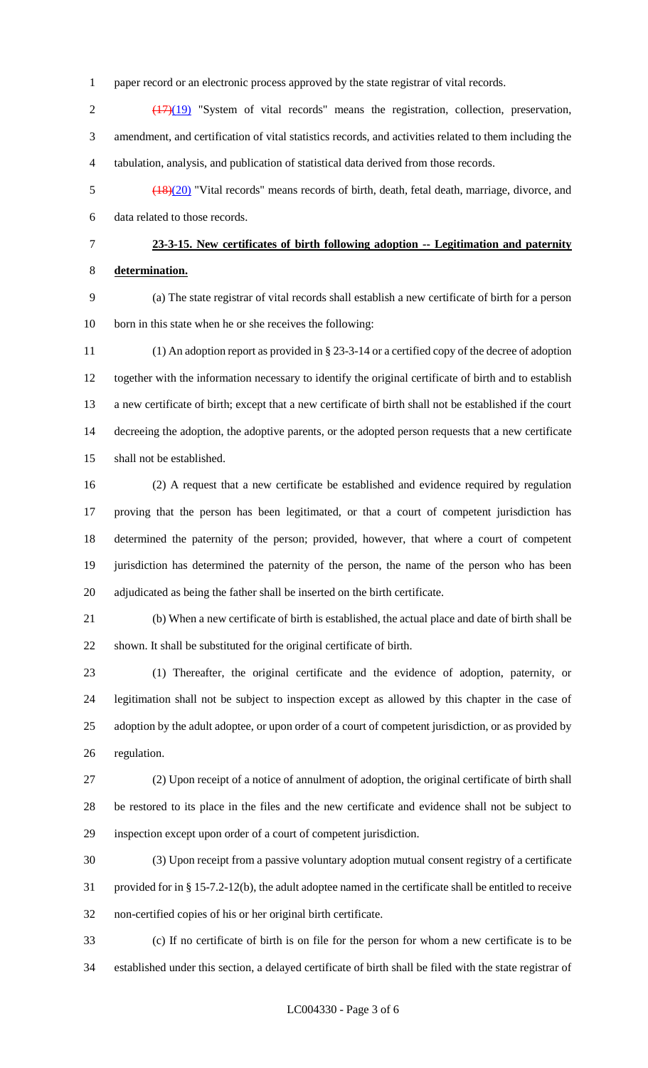paper record or an electronic process approved by the state registrar of vital records.

~~(17)~~(19) "System of vital records" means the registration, collection, preservation, amendment, and certification of vital statistics records, and activities related to them including the tabulation, analysis, and publication of statistical data derived from those records.

~~(18)~~(20) "Vital records" means records of birth, death, fetal death, marriage, divorce, and data related to those records.

**23-3-15. New certificates of birth following adoption -- Legitimation and paternity determination.**

(a) The state registrar of vital records shall establish a new certificate of birth for a person born in this state when he or she receives the following:

(1) An adoption report as provided in § 23-3-14 or a certified copy of the decree of adoption together with the information necessary to identify the original certificate of birth and to establish a new certificate of birth; except that a new certificate of birth shall not be established if the court decreeing the adoption, the adoptive parents, or the adopted person requests that a new certificate shall not be established.

(2) A request that a new certificate be established and evidence required by regulation proving that the person has been legitimated, or that a court of competent jurisdiction has determined the paternity of the person; provided, however, that where a court of competent jurisdiction has determined the paternity of the person, the name of the person who has been adjudicated as being the father shall be inserted on the birth certificate.

(b) When a new certificate of birth is established, the actual place and date of birth shall be shown. It shall be substituted for the original certificate of birth.

(1) Thereafter, the original certificate and the evidence of adoption, paternity, or legitimation shall not be subject to inspection except as allowed by this chapter in the case of adoption by the adult adoptee, or upon order of a court of competent jurisdiction, or as provided by regulation.

(2) Upon receipt of a notice of annulment of adoption, the original certificate of birth shall be restored to its place in the files and the new certificate and evidence shall not be subject to inspection except upon order of a court of competent jurisdiction.

(3) Upon receipt from a passive voluntary adoption mutual consent registry of a certificate provided for in § 15-7.2-12(b), the adult adoptee named in the certificate shall be entitled to receive non-certified copies of his or her original birth certificate.

(c) If no certificate of birth is on file for the person for whom a new certificate is to be established under this section, a delayed certificate of birth shall be filed with the state registrar of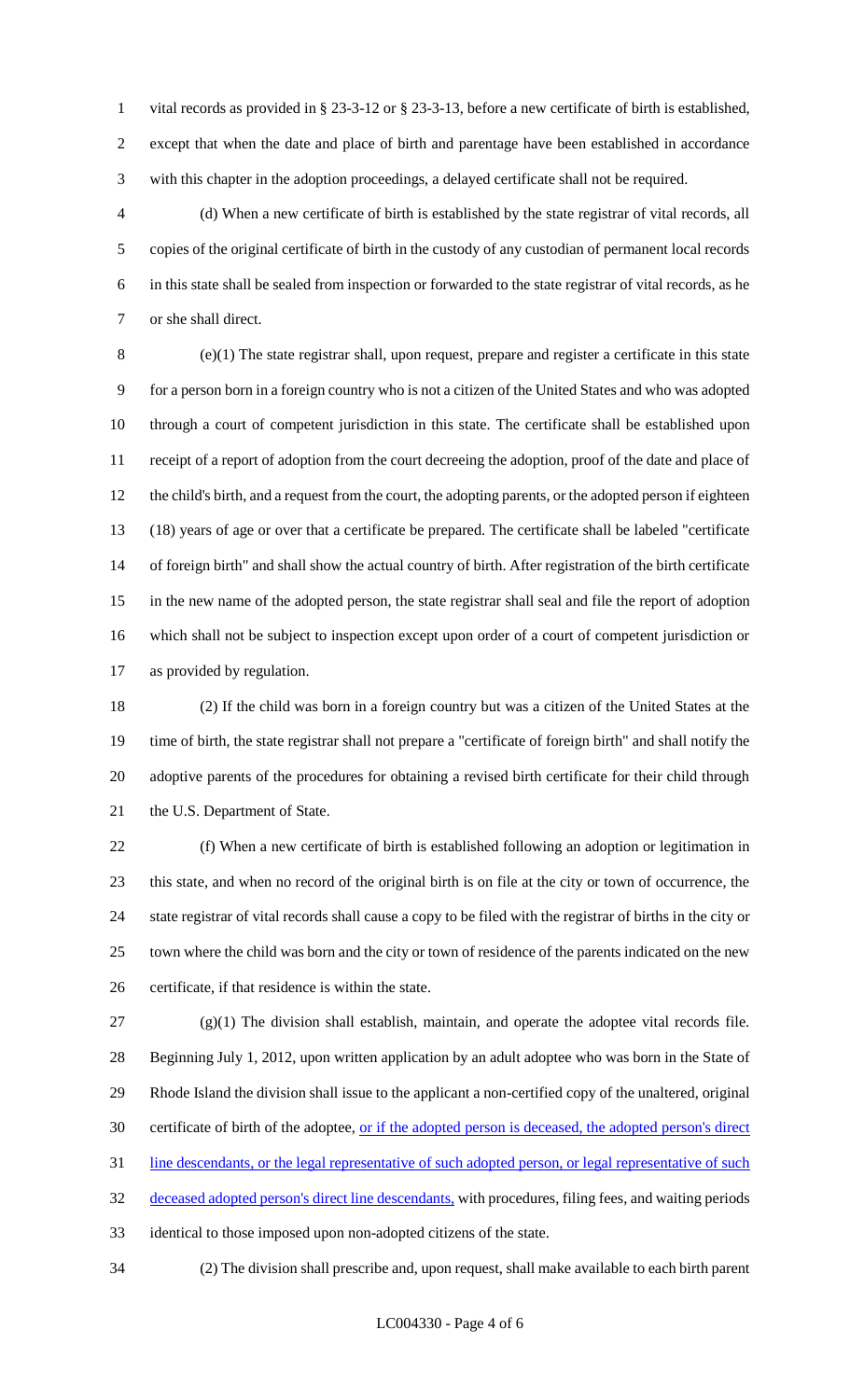vital records as provided in § 23-3-12 or § 23-3-13, before a new certificate of birth is established, except that when the date and place of birth and parentage have been established in accordance with this chapter in the adoption proceedings, a delayed certificate shall not be required.

(d) When a new certificate of birth is established by the state registrar of vital records, all copies of the original certificate of birth in the custody of any custodian of permanent local records in this state shall be sealed from inspection or forwarded to the state registrar of vital records, as he or she shall direct.

(e)(1) The state registrar shall, upon request, prepare and register a certificate in this state for a person born in a foreign country who is not a citizen of the United States and who was adopted through a court of competent jurisdiction in this state. The certificate shall be established upon receipt of a report of adoption from the court decreeing the adoption, proof of the date and place of the child's birth, and a request from the court, the adopting parents, or the adopted person if eighteen (18) years of age or over that a certificate be prepared. The certificate shall be labeled "certificate of foreign birth" and shall show the actual country of birth. After registration of the birth certificate in the new name of the adopted person, the state registrar shall seal and file the report of adoption which shall not be subject to inspection except upon order of a court of competent jurisdiction or as provided by regulation.

(2) If the child was born in a foreign country but was a citizen of the United States at the time of birth, the state registrar shall not prepare a "certificate of foreign birth" and shall notify the adoptive parents of the procedures for obtaining a revised birth certificate for their child through the U.S. Department of State.

(f) When a new certificate of birth is established following an adoption or legitimation in this state, and when no record of the original birth is on file at the city or town of occurrence, the state registrar of vital records shall cause a copy to be filed with the registrar of births in the city or town where the child was born and the city or town of residence of the parents indicated on the new certificate, if that residence is within the state.

(g)(1) The division shall establish, maintain, and operate the adoptee vital records file. Beginning July 1, 2012, upon written application by an adult adoptee who was born in the State of Rhode Island the division shall issue to the applicant a non-certified copy of the unaltered, original certificate of birth of the adoptee, <u>or if the adopted person is deceased, the adopted person's direct line descendants, or the legal representative of such adopted person, or legal representative of such deceased adopted person's direct line descendants,</u> with procedures, filing fees, and waiting periods identical to those imposed upon non-adopted citizens of the state.

(2) The division shall prescribe and, upon request, shall make available to each birth parent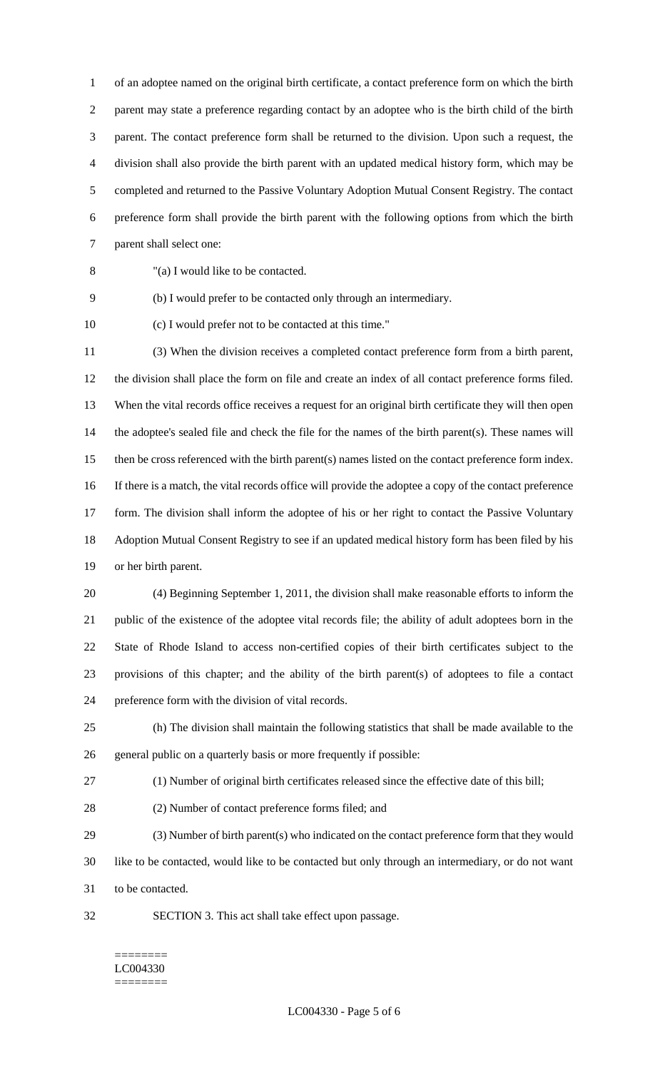of an adoptee named on the original birth certificate, a contact preference form on which the birth parent may state a preference regarding contact by an adoptee who is the birth child of the birth parent. The contact preference form shall be returned to the division. Upon such a request, the division shall also provide the birth parent with an updated medical history form, which may be completed and returned to the Passive Voluntary Adoption Mutual Consent Registry. The contact preference form shall provide the birth parent with the following options from which the birth parent shall select one:

"(a) I would like to be contacted.

(b) I would prefer to be contacted only through an intermediary.

(c) I would prefer not to be contacted at this time."

(3) When the division receives a completed contact preference form from a birth parent, the division shall place the form on file and create an index of all contact preference forms filed. When the vital records office receives a request for an original birth certificate they will then open the adoptee's sealed file and check the file for the names of the birth parent(s). These names will then be cross referenced with the birth parent(s) names listed on the contact preference form index. If there is a match, the vital records office will provide the adoptee a copy of the contact preference form. The division shall inform the adoptee of his or her right to contact the Passive Voluntary Adoption Mutual Consent Registry to see if an updated medical history form has been filed by his or her birth parent.

(4) Beginning September 1, 2011, the division shall make reasonable efforts to inform the public of the existence of the adoptee vital records file; the ability of adult adoptees born in the State of Rhode Island to access non-certified copies of their birth certificates subject to the provisions of this chapter; and the ability of the birth parent(s) of adoptees to file a contact preference form with the division of vital records.

(h) The division shall maintain the following statistics that shall be made available to the general public on a quarterly basis or more frequently if possible:

(1) Number of original birth certificates released since the effective date of this bill;

(2) Number of contact preference forms filed; and

(3) Number of birth parent(s) who indicated on the contact preference form that they would like to be contacted, would like to be contacted but only through an intermediary, or do not want to be contacted.

SECTION 3. This act shall take effect upon passage.

========
LC004330
========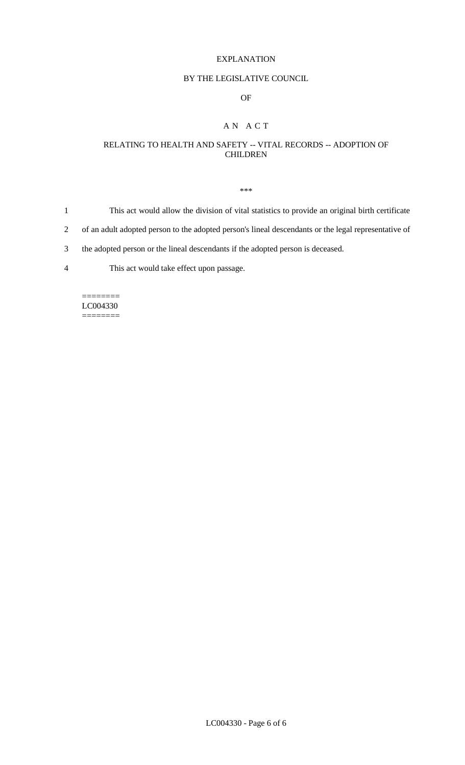EXPLANATION

BY THE LEGISLATIVE COUNCIL

OF

A N A C T

RELATING TO HEALTH AND SAFETY -- VITAL RECORDS -- ADOPTION OF CHILDREN

\*\*\*

1 This act would allow the division of vital statistics to provide an original birth certificate
2 of an adult adopted person to the adopted person's lineal descendants or the legal representative of
3 the adopted person or the lineal descendants if the adopted person is deceased.
4 This act would take effect upon passage.

========
LC004330
========